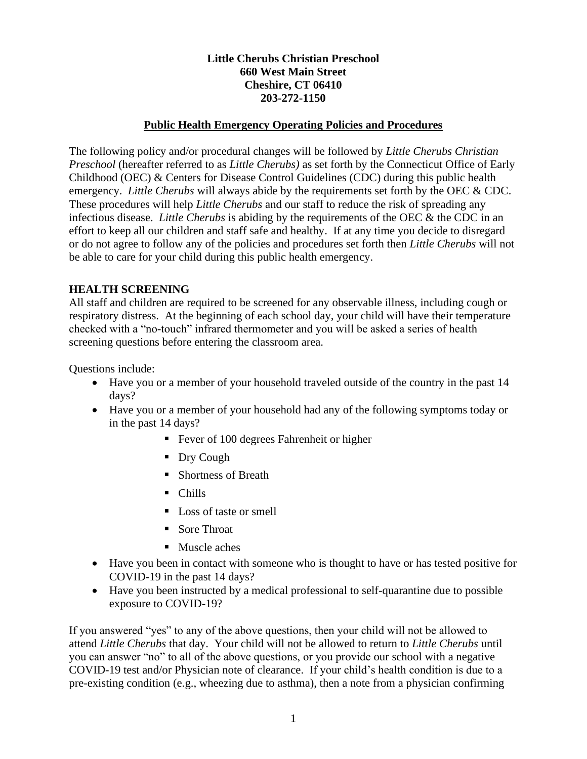**Little Cherubs Christian Preschool**
**660 West Main Street**
**Cheshire, CT 06410**
**203-272-1150**

# Public Health Emergency Operating Policies and Procedures

The following policy and/or procedural changes will be followed by *Little Cherubs Christian Preschool* (hereafter referred to as *Little Cherubs)* as set forth by the Connecticut Office of Early Childhood (OEC) & Centers for Disease Control Guidelines (CDC) during this public health emergency. *Little Cherubs* will always abide by the requirements set forth by the OEC & CDC. These procedures will help *Little Cherubs* and our staff to reduce the risk of spreading any infectious disease. *Little Cherubs* is abiding by the requirements of the OEC & the CDC in an effort to keep all our children and staff safe and healthy. If at any time you decide to disregard or do not agree to follow any of the policies and procedures set forth then *Little Cherubs* will not be able to care for your child during this public health emergency.

## HEALTH SCREENING

All staff and children are required to be screened for any observable illness, including cough or respiratory distress. At the beginning of each school day, your child will have their temperature checked with a "no-touch" infrared thermometer and you will be asked a series of health screening questions before entering the classroom area.

Questions include:

- Have you or a member of your household traveled outside of the country in the past 14 days?
- Have you or a member of your household had any of the following symptoms today or in the past 14 days?
  - Fever of 100 degrees Fahrenheit or higher
  - Dry Cough
  - Shortness of Breath
  - Chills
  - Loss of taste or smell
  - Sore Throat
  - Muscle aches
- Have you been in contact with someone who is thought to have or has tested positive for COVID-19 in the past 14 days?
- Have you been instructed by a medical professional to self-quarantine due to possible exposure to COVID-19?

If you answered "yes" to any of the above questions, then your child will not be allowed to attend *Little Cherubs* that day. Your child will not be allowed to return to *Little Cherubs* until you can answer "no" to all of the above questions, or you provide our school with a negative COVID-19 test and/or Physician note of clearance. If your child's health condition is due to a pre-existing condition (e.g., wheezing due to asthma), then a note from a physician confirming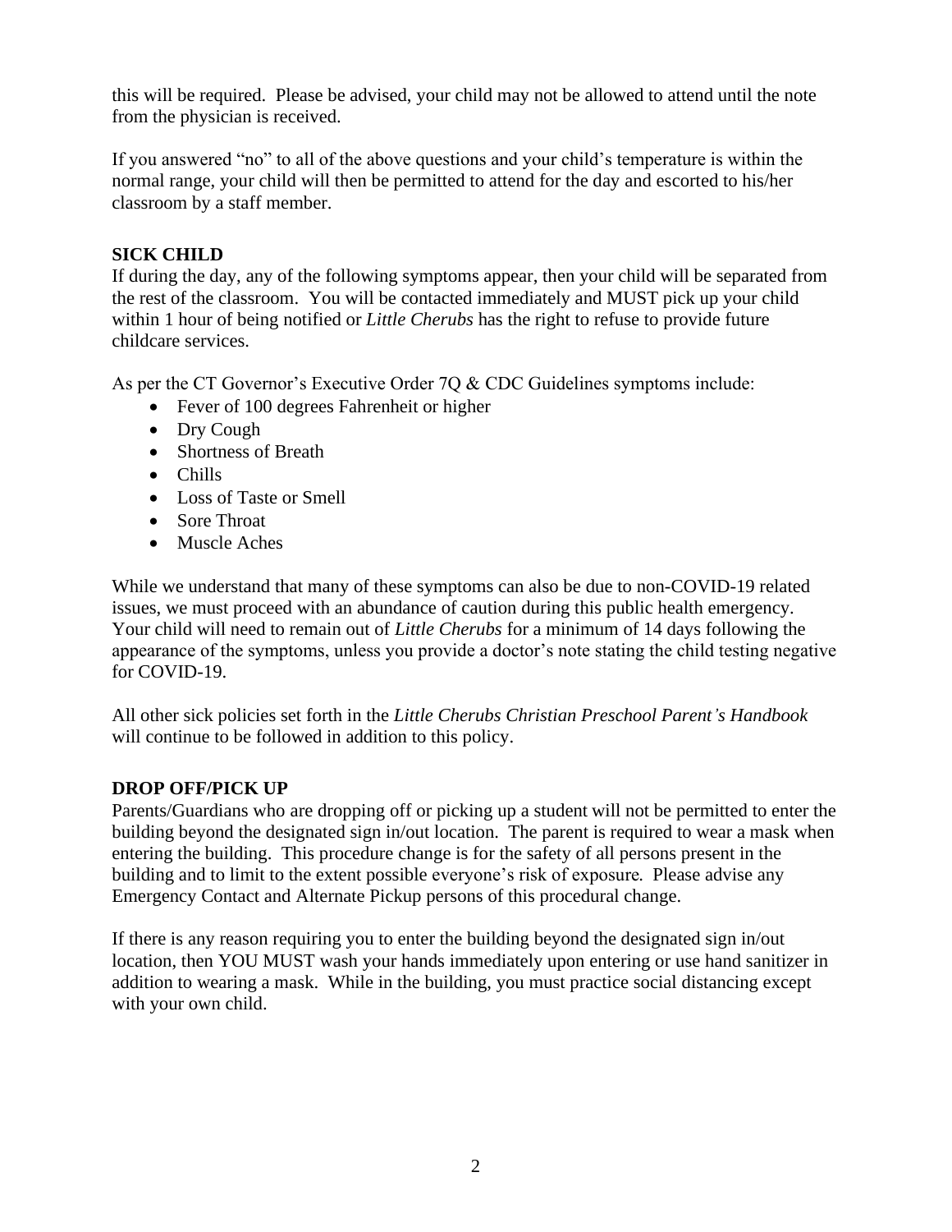this will be required. Please be advised, your child may not be allowed to attend until the note from the physician is received.

If you answered "no" to all of the above questions and your child's temperature is within the normal range, your child will then be permitted to attend for the day and escorted to his/her classroom by a staff member.

## SICK CHILD

If during the day, any of the following symptoms appear, then your child will be separated from the rest of the classroom. You will be contacted immediately and MUST pick up your child within 1 hour of being notified or *Little Cherubs* has the right to refuse to provide future childcare services.

As per the CT Governor's Executive Order 7Q & CDC Guidelines symptoms include:

- Fever of 100 degrees Fahrenheit or higher
- Dry Cough
- Shortness of Breath
- Chills
- Loss of Taste or Smell
- Sore Throat
- Muscle Aches

While we understand that many of these symptoms can also be due to non-COVID-19 related issues, we must proceed with an abundance of caution during this public health emergency. Your child will need to remain out of *Little Cherubs* for a minimum of 14 days following the appearance of the symptoms, unless you provide a doctor's note stating the child testing negative for COVID-19.

All other sick policies set forth in the *Little Cherubs Christian Preschool Parent's Handbook* will continue to be followed in addition to this policy.

## DROP OFF/PICK UP

Parents/Guardians who are dropping off or picking up a student will not be permitted to enter the building beyond the designated sign in/out location. The parent is required to wear a mask when entering the building. This procedure change is for the safety of all persons present in the building and to limit to the extent possible everyone's risk of exposure*.* Please advise any Emergency Contact and Alternate Pickup persons of this procedural change.

If there is any reason requiring you to enter the building beyond the designated sign in/out location, then YOU MUST wash your hands immediately upon entering or use hand sanitizer in addition to wearing a mask. While in the building, you must practice social distancing except with your own child.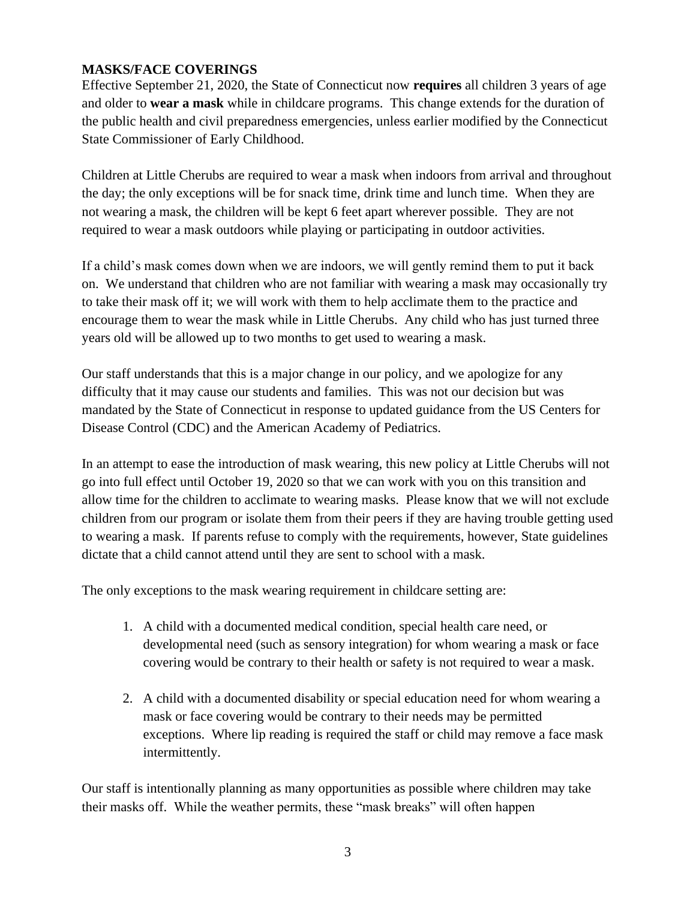**MASKS/FACE COVERINGS**

Effective September 21, 2020, the State of Connecticut now **requires** all children 3 years of age and older to **wear a mask** while in childcare programs. This change extends for the duration of the public health and civil preparedness emergencies, unless earlier modified by the Connecticut State Commissioner of Early Childhood.

Children at Little Cherubs are required to wear a mask when indoors from arrival and throughout the day; the only exceptions will be for snack time, drink time and lunch time. When they are not wearing a mask, the children will be kept 6 feet apart wherever possible. They are not required to wear a mask outdoors while playing or participating in outdoor activities.

If a child's mask comes down when we are indoors, we will gently remind them to put it back on. We understand that children who are not familiar with wearing a mask may occasionally try to take their mask off it; we will work with them to help acclimate them to the practice and encourage them to wear the mask while in Little Cherubs. Any child who has just turned three years old will be allowed up to two months to get used to wearing a mask.

Our staff understands that this is a major change in our policy, and we apologize for any difficulty that it may cause our students and families. This was not our decision but was mandated by the State of Connecticut in response to updated guidance from the US Centers for Disease Control (CDC) and the American Academy of Pediatrics.

In an attempt to ease the introduction of mask wearing, this new policy at Little Cherubs will not go into full effect until October 19, 2020 so that we can work with you on this transition and allow time for the children to acclimate to wearing masks. Please know that we will not exclude children from our program or isolate them from their peers if they are having trouble getting used to wearing a mask. If parents refuse to comply with the requirements, however, State guidelines dictate that a child cannot attend until they are sent to school with a mask.

The only exceptions to the mask wearing requirement in childcare setting are:

1. A child with a documented medical condition, special health care need, or developmental need (such as sensory integration) for whom wearing a mask or face covering would be contrary to their health or safety is not required to wear a mask.

2. A child with a documented disability or special education need for whom wearing a mask or face covering would be contrary to their needs may be permitted exceptions. Where lip reading is required the staff or child may remove a face mask intermittently.

Our staff is intentionally planning as many opportunities as possible where children may take their masks off. While the weather permits, these "mask breaks" will often happen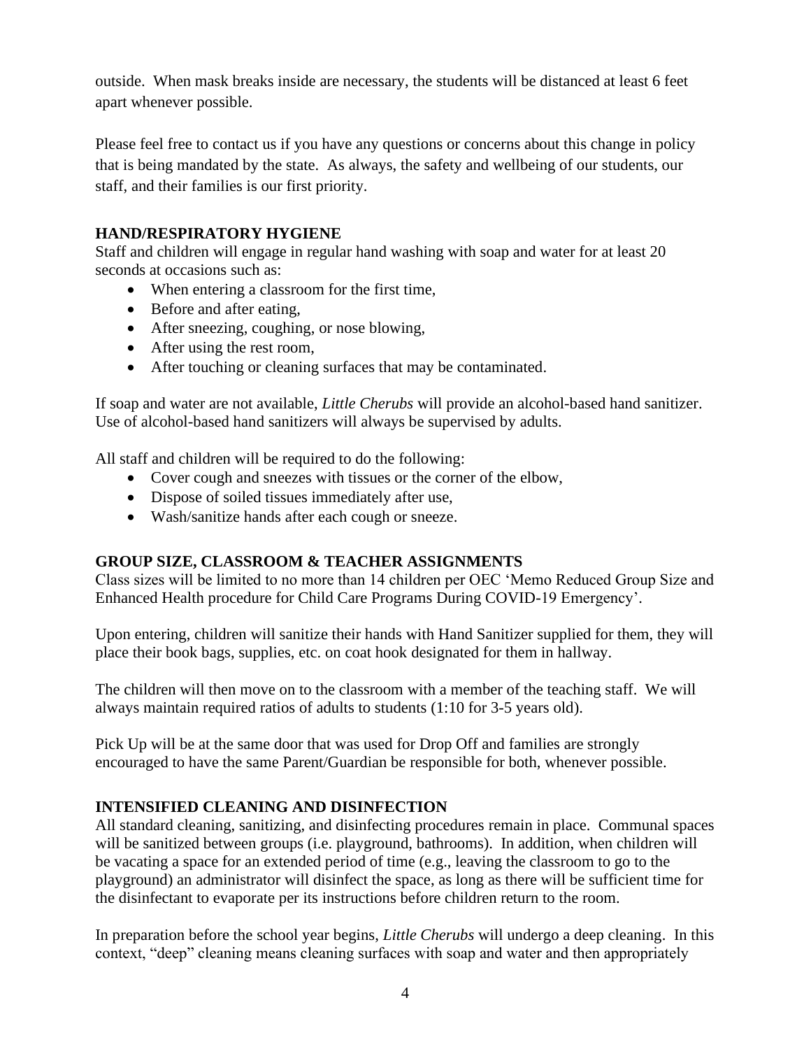outside. When mask breaks inside are necessary, the students will be distanced at least 6 feet apart whenever possible.

Please feel free to contact us if you have any questions or concerns about this change in policy that is being mandated by the state. As always, the safety and wellbeing of our students, our staff, and their families is our first priority.

**HAND/RESPIRATORY HYGIENE**

Staff and children will engage in regular hand washing with soap and water for at least 20 seconds at occasions such as:

- When entering a classroom for the first time,
- Before and after eating,
- After sneezing, coughing, or nose blowing,
- After using the rest room,
- After touching or cleaning surfaces that may be contaminated.

If soap and water are not available, *Little Cherubs* will provide an alcohol-based hand sanitizer. Use of alcohol-based hand sanitizers will always be supervised by adults.

All staff and children will be required to do the following:

- Cover cough and sneezes with tissues or the corner of the elbow,
- Dispose of soiled tissues immediately after use,
- Wash/sanitize hands after each cough or sneeze.

**GROUP SIZE, CLASSROOM & TEACHER ASSIGNMENTS**

Class sizes will be limited to no more than 14 children per OEC 'Memo Reduced Group Size and Enhanced Health procedure for Child Care Programs During COVID-19 Emergency'.

Upon entering, children will sanitize their hands with Hand Sanitizer supplied for them, they will place their book bags, supplies, etc. on coat hook designated for them in hallway.

The children will then move on to the classroom with a member of the teaching staff. We will always maintain required ratios of adults to students (1:10 for 3-5 years old).

Pick Up will be at the same door that was used for Drop Off and families are strongly encouraged to have the same Parent/Guardian be responsible for both, whenever possible.

**INTENSIFIED CLEANING AND DISINFECTION**

All standard cleaning, sanitizing, and disinfecting procedures remain in place. Communal spaces will be sanitized between groups (i.e. playground, bathrooms). In addition, when children will be vacating a space for an extended period of time (e.g., leaving the classroom to go to the playground) an administrator will disinfect the space, as long as there will be sufficient time for the disinfectant to evaporate per its instructions before children return to the room.

In preparation before the school year begins, *Little Cherubs* will undergo a deep cleaning. In this context, "deep" cleaning means cleaning surfaces with soap and water and then appropriately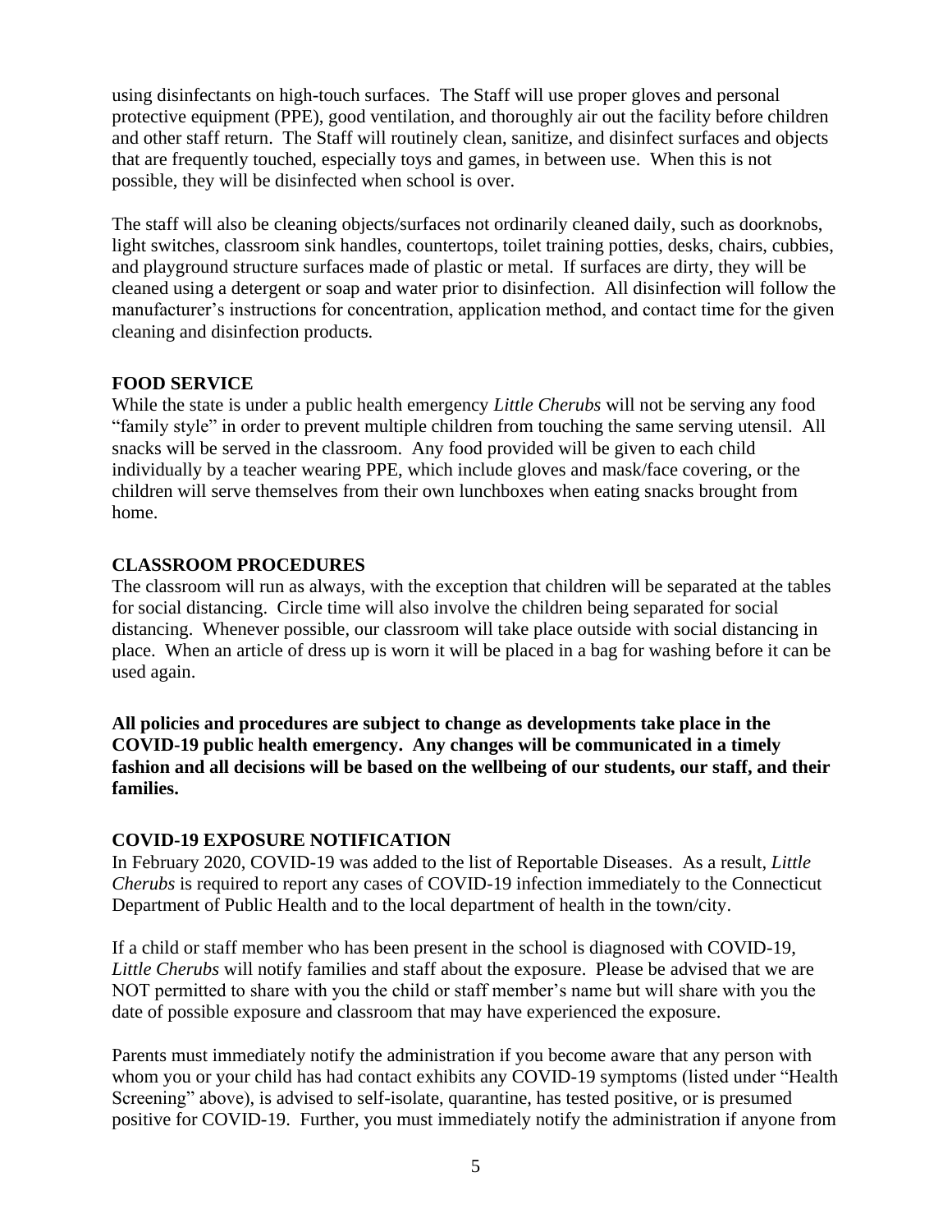using disinfectants on high-touch surfaces. The Staff will use proper gloves and personal protective equipment (PPE), good ventilation, and thoroughly air out the facility before children and other staff return. The Staff will routinely clean, sanitize, and disinfect surfaces and objects that are frequently touched, especially toys and games, in between use. When this is not possible, they will be disinfected when school is over.

The staff will also be cleaning objects/surfaces not ordinarily cleaned daily, such as doorknobs, light switches, classroom sink handles, countertops, toilet training potties, desks, chairs, cubbies, and playground structure surfaces made of plastic or metal. If surfaces are dirty, they will be cleaned using a detergent or soap and water prior to disinfection. All disinfection will follow the manufacturer's instructions for concentration, application method, and contact time for the given cleaning and disinfection products.

**FOOD SERVICE**

While the state is under a public health emergency *Little Cherubs* will not be serving any food "family style" in order to prevent multiple children from touching the same serving utensil. All snacks will be served in the classroom. Any food provided will be given to each child individually by a teacher wearing PPE, which include gloves and mask/face covering, or the children will serve themselves from their own lunchboxes when eating snacks brought from home.

**CLASSROOM PROCEDURES**

The classroom will run as always, with the exception that children will be separated at the tables for social distancing. Circle time will also involve the children being separated for social distancing. Whenever possible, our classroom will take place outside with social distancing in place. When an article of dress up is worn it will be placed in a bag for washing before it can be used again.

**All policies and procedures are subject to change as developments take place in the COVID-19 public health emergency. Any changes will be communicated in a timely fashion and all decisions will be based on the wellbeing of our students, our staff, and their families.**

**COVID-19 EXPOSURE NOTIFICATION**

In February 2020, COVID-19 was added to the list of Reportable Diseases. As a result, *Little Cherubs* is required to report any cases of COVID-19 infection immediately to the Connecticut Department of Public Health and to the local department of health in the town/city.

If a child or staff member who has been present in the school is diagnosed with COVID-19, *Little Cherubs* will notify families and staff about the exposure. Please be advised that we are NOT permitted to share with you the child or staff member's name but will share with you the date of possible exposure and classroom that may have experienced the exposure.

Parents must immediately notify the administration if you become aware that any person with whom you or your child has had contact exhibits any COVID-19 symptoms (listed under "Health Screening" above), is advised to self-isolate, quarantine, has tested positive, or is presumed positive for COVID-19. Further, you must immediately notify the administration if anyone from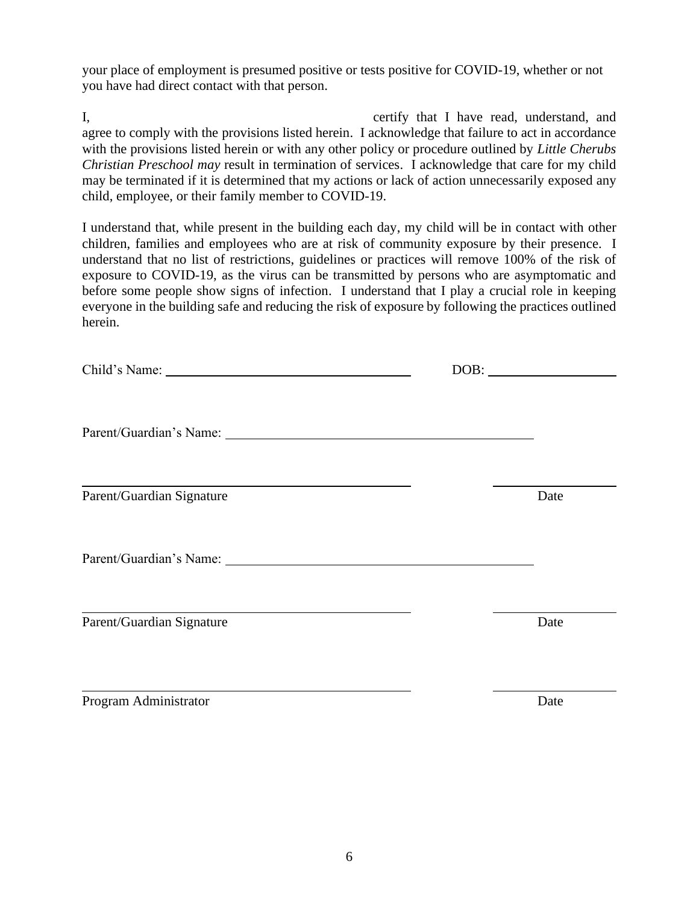your place of employment is presumed positive or tests positive for COVID-19, whether or not you have had direct contact with that person.

I, ______________________________ certify that I have read, understand, and agree to comply with the provisions listed herein. I acknowledge that failure to act in accordance with the provisions listed herein or with any other policy or procedure outlined by *Little Cherubs Christian Preschool may* result in termination of services. I acknowledge that care for my child may be terminated if it is determined that my actions or lack of action unnecessarily exposed any child, employee, or their family member to COVID-19.

I understand that, while present in the building each day, my child will be in contact with other children, families and employees who are at risk of community exposure by their presence. I understand that no list of restrictions, guidelines or practices will remove 100% of the risk of exposure to COVID-19, as the virus can be transmitted by persons who are asymptomatic and before some people show signs of infection. I understand that I play a crucial role in keeping everyone in the building safe and reducing the risk of exposure by following the practices outlined herein.

Child's Name: ______________________________ DOB: ________________

Parent/Guardian's Name: ______________________________

______________________________ ________________
Parent/Guardian Signature Date

Parent/Guardian's Name: ______________________________

______________________________ ________________
Parent/Guardian Signature Date

______________________________ ________________
Program Administrator Date